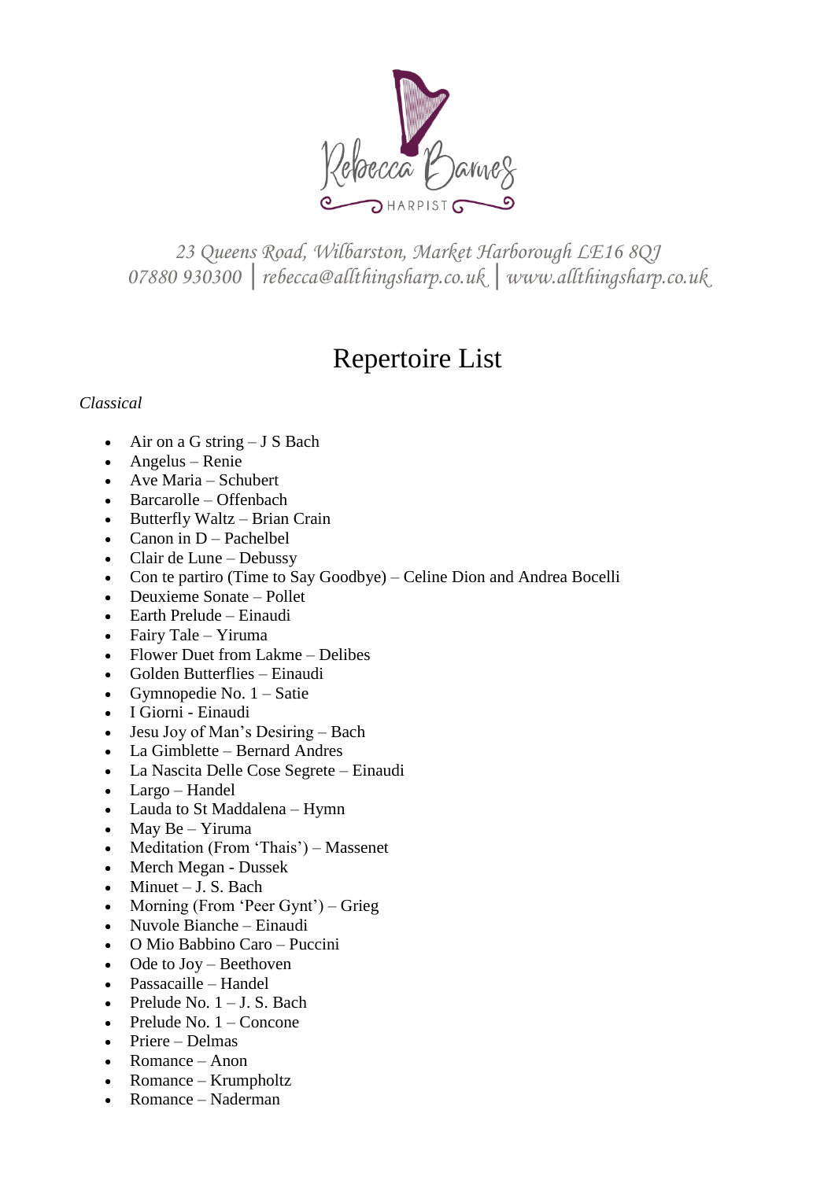Rebecca Barnes

HARPIST

*23 Queens Road, Wilbarston, Market Harborough LE16 8QJ*
*07880 930300 | rebecca@allthingsharp.co.uk | www.allthingsharp.co.uk*

# Repertoire List

*Classical*

- Air on a G string – J S Bach
- Angelus – Renie
- Ave Maria – Schubert
- Barcarolle – Offenbach
- Butterfly Waltz – Brian Crain
- Canon in D – Pachelbel
- Clair de Lune – Debussy
- Con te partiro (Time to Say Goodbye) – Celine Dion and Andrea Bocelli
- Deuxieme Sonate – Pollet
- Earth Prelude – Einaudi
- Fairy Tale – Yiruma
- Flower Duet from Lakme – Delibes
- Golden Butterflies – Einaudi
- Gymnopedie No. 1 – Satie
- I Giorni - Einaudi
- Jesu Joy of Man's Desiring – Bach
- La Gimblette – Bernard Andres
- La Nascita Delle Cose Segrete – Einaudi
- Largo – Handel
- Lauda to St Maddalena – Hymn
- May Be – Yiruma
- Meditation (From 'Thais') – Massenet
- Merch Megan - Dussek
- Minuet – J. S. Bach
- Morning (From 'Peer Gynt') – Grieg
- Nuvole Bianche – Einaudi
- O Mio Babbino Caro – Puccini
- Ode to Joy – Beethoven
- Passacaille – Handel
- Prelude No. 1 – J. S. Bach
- Prelude No. 1 – Concone
- Priere – Delmas
- Romance – Anon
- Romance – Krumpholtz
- Romance – Naderman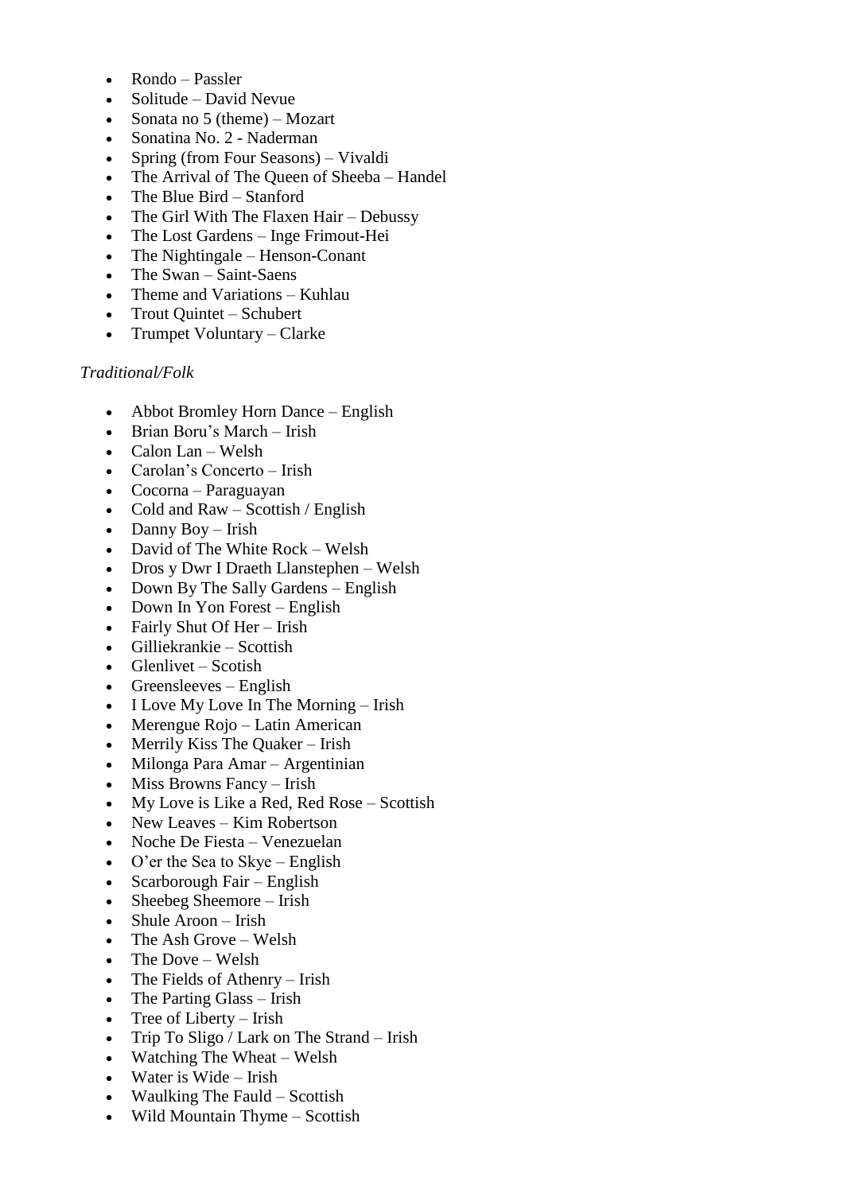- Rondo – Passler
- Solitude – David Nevue
- Sonata no 5 (theme) – Mozart
- Sonatina No. 2 - Naderman
- Spring (from Four Seasons) – Vivaldi
- The Arrival of The Queen of Sheeba – Handel
- The Blue Bird – Stanford
- The Girl With The Flaxen Hair – Debussy
- The Lost Gardens – Inge Frimout-Hei
- The Nightingale – Henson-Conant
- The Swan – Saint-Saens
- Theme and Variations – Kuhlau
- Trout Quintet – Schubert
- Trumpet Voluntary – Clarke

*Traditional/Folk*

- Abbot Bromley Horn Dance – English
- Brian Boru's March – Irish
- Calon Lan – Welsh
- Carolan's Concerto – Irish
- Cocorna – Paraguayan
- Cold and Raw – Scottish / English
- Danny Boy – Irish
- David of The White Rock – Welsh
- Dros y Dwr I Draeth Llanstephen – Welsh
- Down By The Sally Gardens – English
- Down In Yon Forest – English
- Fairly Shut Of Her – Irish
- Gilliekrankie – Scottish
- Glenlivet – Scotish
- Greensleeves – English
- I Love My Love In The Morning – Irish
- Merengue Rojo – Latin American
- Merrily Kiss The Quaker – Irish
- Milonga Para Amar – Argentinian
- Miss Browns Fancy – Irish
- My Love is Like a Red, Red Rose – Scottish
- New Leaves – Kim Robertson
- Noche De Fiesta – Venezuelan
- O'er the Sea to Skye – English
- Scarborough Fair – English
- Sheebeg Sheemore – Irish
- Shule Aroon – Irish
- The Ash Grove – Welsh
- The Dove – Welsh
- The Fields of Athenry – Irish
- The Parting Glass – Irish
- Tree of Liberty – Irish
- Trip To Sligo / Lark on The Strand – Irish
- Watching The Wheat – Welsh
- Water is Wide – Irish
- Waulking The Fauld – Scottish
- Wild Mountain Thyme – Scottish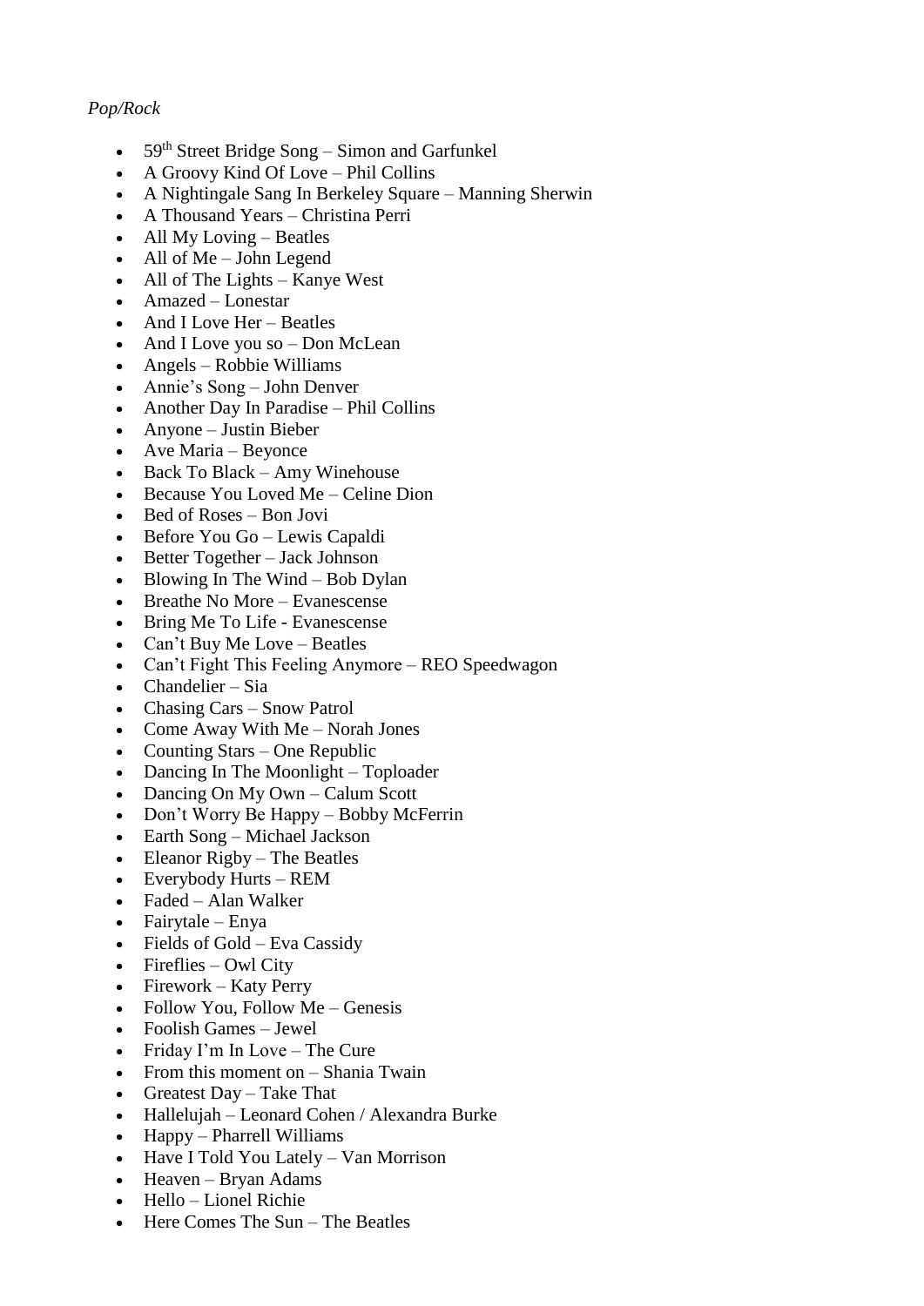*Pop/Rock*

- 59th Street Bridge Song – Simon and Garfunkel
- A Groovy Kind Of Love – Phil Collins
- A Nightingale Sang In Berkeley Square – Manning Sherwin
- A Thousand Years – Christina Perri
- All My Loving – Beatles
- All of Me – John Legend
- All of The Lights – Kanye West
- Amazed – Lonestar
- And I Love Her – Beatles
- And I Love you so – Don McLean
- Angels – Robbie Williams
- Annie's Song – John Denver
- Another Day In Paradise – Phil Collins
- Anyone – Justin Bieber
- Ave Maria – Beyonce
- Back To Black – Amy Winehouse
- Because You Loved Me – Celine Dion
- Bed of Roses – Bon Jovi
- Before You Go – Lewis Capaldi
- Better Together – Jack Johnson
- Blowing In The Wind – Bob Dylan
- Breathe No More – Evanescense
- Bring Me To Life - Evanescense
- Can't Buy Me Love – Beatles
- Can't Fight This Feeling Anymore – REO Speedwagon
- Chandelier – Sia
- Chasing Cars – Snow Patrol
- Come Away With Me – Norah Jones
- Counting Stars – One Republic
- Dancing In The Moonlight – Toploader
- Dancing On My Own – Calum Scott
- Don't Worry Be Happy – Bobby McFerrin
- Earth Song – Michael Jackson
- Eleanor Rigby – The Beatles
- Everybody Hurts – REM
- Faded – Alan Walker
- Fairytale – Enya
- Fields of Gold – Eva Cassidy
- Fireflies – Owl City
- Firework – Katy Perry
- Follow You, Follow Me – Genesis
- Foolish Games – Jewel
- Friday I'm In Love – The Cure
- From this moment on – Shania Twain
- Greatest Day – Take That
- Hallelujah – Leonard Cohen / Alexandra Burke
- Happy – Pharrell Williams
- Have I Told You Lately – Van Morrison
- Heaven – Bryan Adams
- Hello – Lionel Richie
- Here Comes The Sun – The Beatles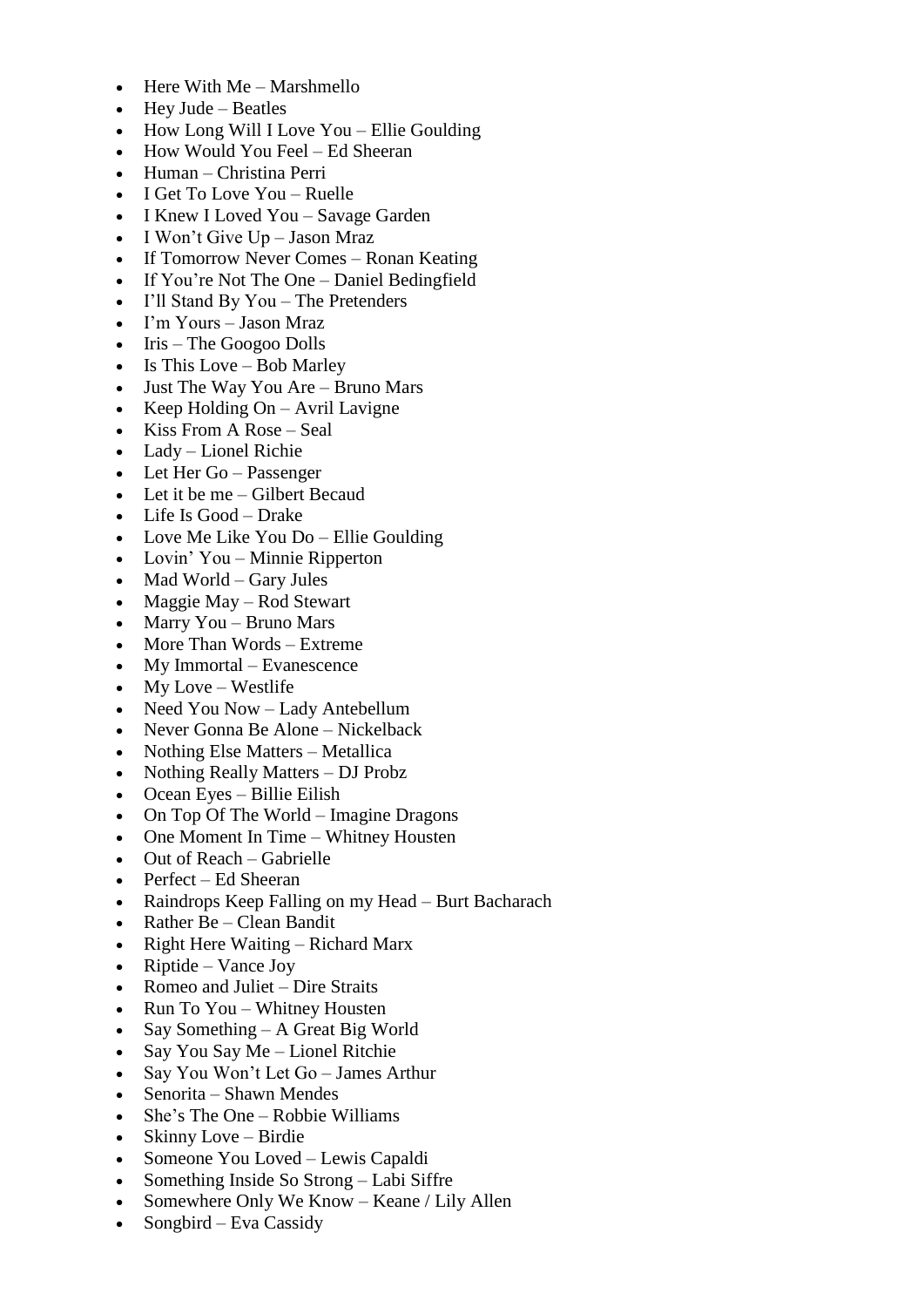- Here With Me – Marshmello
- Hey Jude – Beatles
- How Long Will I Love You – Ellie Goulding
- How Would You Feel – Ed Sheeran
- Human – Christina Perri
- I Get To Love You – Ruelle
- I Knew I Loved You – Savage Garden
- I Won't Give Up – Jason Mraz
- If Tomorrow Never Comes – Ronan Keating
- If You're Not The One – Daniel Bedingfield
- I'll Stand By You – The Pretenders
- I'm Yours – Jason Mraz
- Iris – The Googoo Dolls
- Is This Love – Bob Marley
- Just The Way You Are – Bruno Mars
- Keep Holding On – Avril Lavigne
- Kiss From A Rose – Seal
- Lady – Lionel Richie
- Let Her Go – Passenger
- Let it be me – Gilbert Becaud
- Life Is Good – Drake
- Love Me Like You Do – Ellie Goulding
- Lovin' You – Minnie Ripperton
- Mad World – Gary Jules
- Maggie May – Rod Stewart
- Marry You – Bruno Mars
- More Than Words – Extreme
- My Immortal – Evanescence
- My Love – Westlife
- Need You Now – Lady Antebellum
- Never Gonna Be Alone – Nickelback
- Nothing Else Matters – Metallica
- Nothing Really Matters – DJ Probz
- Ocean Eyes – Billie Eilish
- On Top Of The World – Imagine Dragons
- One Moment In Time – Whitney Housten
- Out of Reach – Gabrielle
- Perfect – Ed Sheeran
- Raindrops Keep Falling on my Head – Burt Bacharach
- Rather Be – Clean Bandit
- Right Here Waiting – Richard Marx
- Riptide – Vance Joy
- Romeo and Juliet – Dire Straits
- Run To You – Whitney Housten
- Say Something – A Great Big World
- Say You Say Me – Lionel Ritchie
- Say You Won't Let Go – James Arthur
- Senorita – Shawn Mendes
- She's The One – Robbie Williams
- Skinny Love – Birdie
- Someone You Loved – Lewis Capaldi
- Something Inside So Strong – Labi Siffre
- Somewhere Only We Know – Keane / Lily Allen
- Songbird – Eva Cassidy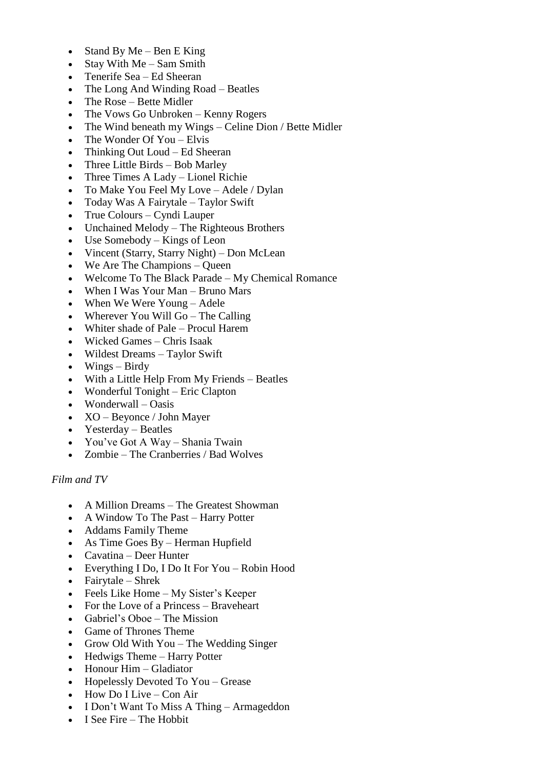- Stand By Me – Ben E King
- Stay With Me – Sam Smith
- Tenerife Sea – Ed Sheeran
- The Long And Winding Road – Beatles
- The Rose – Bette Midler
- The Vows Go Unbroken – Kenny Rogers
- The Wind beneath my Wings – Celine Dion / Bette Midler
- The Wonder Of You – Elvis
- Thinking Out Loud – Ed Sheeran
- Three Little Birds – Bob Marley
- Three Times A Lady – Lionel Richie
- To Make You Feel My Love – Adele / Dylan
- Today Was A Fairytale – Taylor Swift
- True Colours – Cyndi Lauper
- Unchained Melody – The Righteous Brothers
- Use Somebody – Kings of Leon
- Vincent (Starry, Starry Night) – Don McLean
- We Are The Champions – Queen
- Welcome To The Black Parade – My Chemical Romance
- When I Was Your Man – Bruno Mars
- When We Were Young – Adele
- Wherever You Will Go – The Calling
- Whiter shade of Pale – Procul Harem
- Wicked Games – Chris Isaak
- Wildest Dreams – Taylor Swift
- Wings – Birdy
- With a Little Help From My Friends – Beatles
- Wonderful Tonight – Eric Clapton
- Wonderwall – Oasis
- XO – Beyonce / John Mayer
- Yesterday – Beatles
- You've Got A Way – Shania Twain
- Zombie – The Cranberries / Bad Wolves

*Film and TV*

- A Million Dreams – The Greatest Showman
- A Window To The Past – Harry Potter
- Addams Family Theme
- As Time Goes By – Herman Hupfield
- Cavatina – Deer Hunter
- Everything I Do, I Do It For You – Robin Hood
- Fairytale – Shrek
- Feels Like Home – My Sister's Keeper
- For the Love of a Princess – Braveheart
- Gabriel's Oboe – The Mission
- Game of Thrones Theme
- Grow Old With You – The Wedding Singer
- Hedwigs Theme – Harry Potter
- Honour Him – Gladiator
- Hopelessly Devoted To You – Grease
- How Do I Live – Con Air
- I Don't Want To Miss A Thing – Armageddon
- I See Fire – The Hobbit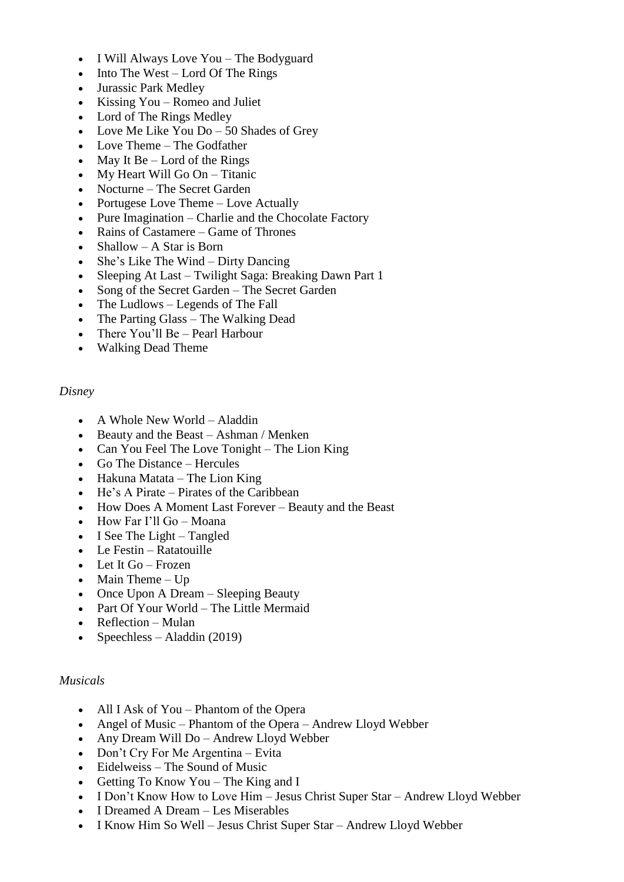- I Will Always Love You – The Bodyguard
- Into The West – Lord Of The Rings
- Jurassic Park Medley
- Kissing You – Romeo and Juliet
- Lord of The Rings Medley
- Love Me Like You Do – 50 Shades of Grey
- Love Theme – The Godfather
- May It Be – Lord of the Rings
- My Heart Will Go On – Titanic
- Nocturne – The Secret Garden
- Portugese Love Theme – Love Actually
- Pure Imagination – Charlie and the Chocolate Factory
- Rains of Castamere – Game of Thrones
- Shallow – A Star is Born
- She's Like The Wind – Dirty Dancing
- Sleeping At Last – Twilight Saga: Breaking Dawn Part 1
- Song of the Secret Garden – The Secret Garden
- The Ludlows – Legends of The Fall
- The Parting Glass – The Walking Dead
- There You'll Be – Pearl Harbour
- Walking Dead Theme

*Disney*

- A Whole New World – Aladdin
- Beauty and the Beast – Ashman / Menken
- Can You Feel The Love Tonight – The Lion King
- Go The Distance – Hercules
- Hakuna Matata – The Lion King
- He's A Pirate – Pirates of the Caribbean
- How Does A Moment Last Forever – Beauty and the Beast
- How Far I'll Go – Moana
- I See The Light – Tangled
- Le Festin – Ratatouille
- Let It Go – Frozen
- Main Theme – Up
- Once Upon A Dream – Sleeping Beauty
- Part Of Your World – The Little Mermaid
- Reflection – Mulan
- Speechless – Aladdin (2019)

*Musicals*

- All I Ask of You – Phantom of the Opera
- Angel of Music – Phantom of the Opera – Andrew Lloyd Webber
- Any Dream Will Do – Andrew Lloyd Webber
- Don't Cry For Me Argentina – Evita
- Eidelweiss – The Sound of Music
- Getting To Know You – The King and I
- I Don't Know How to Love Him – Jesus Christ Super Star – Andrew Lloyd Webber
- I Dreamed A Dream – Les Miserables
- I Know Him So Well – Jesus Christ Super Star – Andrew Lloyd Webber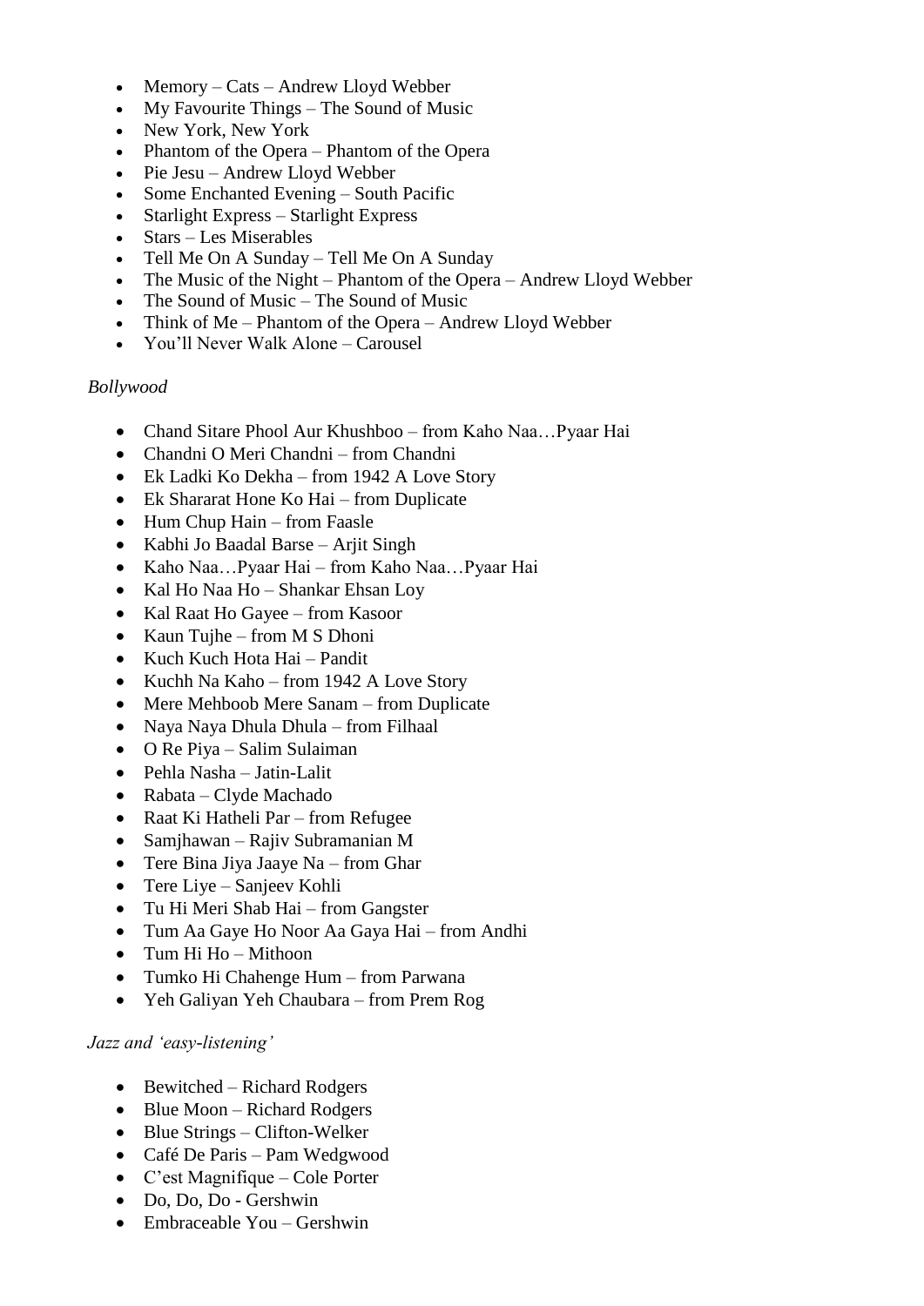- Memory – Cats – Andrew Lloyd Webber
- My Favourite Things – The Sound of Music
- New York, New York
- Phantom of the Opera – Phantom of the Opera
- Pie Jesu – Andrew Lloyd Webber
- Some Enchanted Evening – South Pacific
- Starlight Express – Starlight Express
- Stars – Les Miserables
- Tell Me On A Sunday – Tell Me On A Sunday
- The Music of the Night – Phantom of the Opera – Andrew Lloyd Webber
- The Sound of Music – The Sound of Music
- Think of Me – Phantom of the Opera – Andrew Lloyd Webber
- You'll Never Walk Alone – Carousel

*Bollywood*

- Chand Sitare Phool Aur Khushboo – from Kaho Naa…Pyaar Hai
- Chandni O Meri Chandni – from Chandni
- Ek Ladki Ko Dekha – from 1942 A Love Story
- Ek Shararat Hone Ko Hai – from Duplicate
- Hum Chup Hain – from Faasle
- Kabhi Jo Baadal Barse – Arjit Singh
- Kaho Naa…Pyaar Hai – from Kaho Naa…Pyaar Hai
- Kal Ho Naa Ho – Shankar Ehsan Loy
- Kal Raat Ho Gayee – from Kasoor
- Kaun Tujhe – from M S Dhoni
- Kuch Kuch Hota Hai – Pandit
- Kuchh Na Kaho – from 1942 A Love Story
- Mere Mehboob Mere Sanam – from Duplicate
- Naya Naya Dhula Dhula – from Filhaal
- O Re Piya – Salim Sulaiman
- Pehla Nasha – Jatin-Lalit
- Rabata – Clyde Machado
- Raat Ki Hatheli Par – from Refugee
- Samjhawan – Rajiv Subramanian M
- Tere Bina Jiya Jaaye Na – from Ghar
- Tere Liye – Sanjeev Kohli
- Tu Hi Meri Shab Hai – from Gangster
- Tum Aa Gaye Ho Noor Aa Gaya Hai – from Andhi
- Tum Hi Ho – Mithoon
- Tumko Hi Chahenge Hum – from Parwana
- Yeh Galiyan Yeh Chaubara – from Prem Rog

*Jazz and 'easy-listening'*

- Bewitched – Richard Rodgers
- Blue Moon – Richard Rodgers
- Blue Strings – Clifton-Welker
- Café De Paris – Pam Wedgwood
- C'est Magnifique – Cole Porter
- Do, Do, Do - Gershwin
- Embraceable You – Gershwin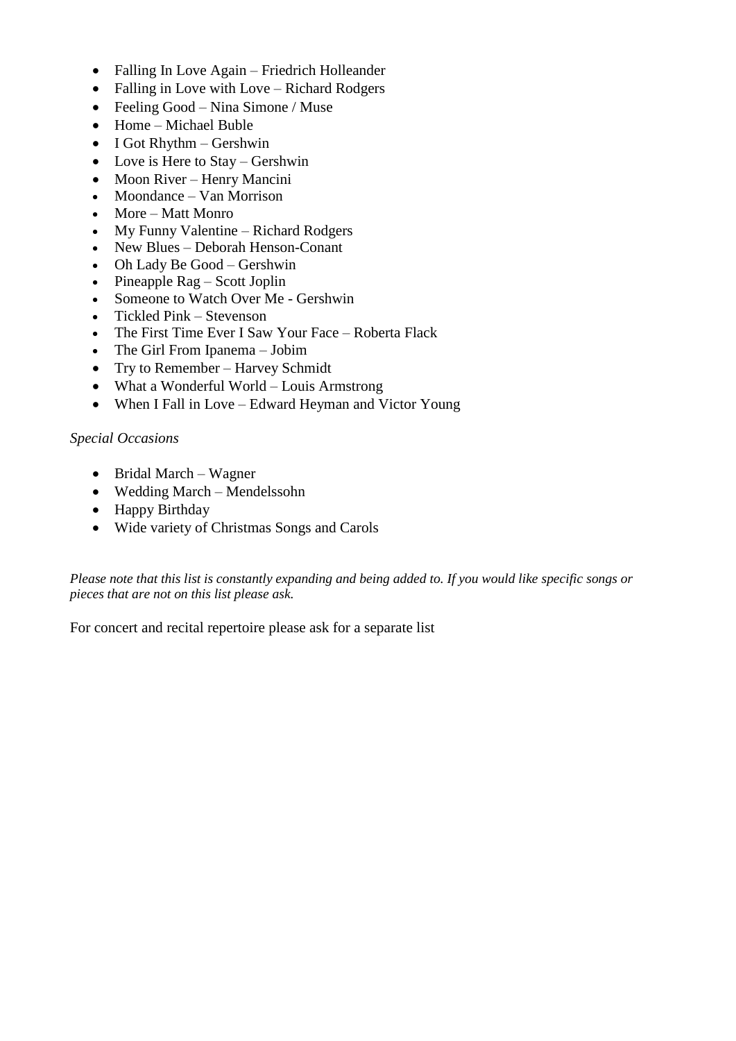- Falling In Love Again – Friedrich Holleander
- Falling in Love with Love – Richard Rodgers
- Feeling Good – Nina Simone / Muse
- Home – Michael Buble
- I Got Rhythm – Gershwin
- Love is Here to Stay – Gershwin
- Moon River – Henry Mancini
- Moondance – Van Morrison
- More – Matt Monro
- My Funny Valentine – Richard Rodgers
- New Blues – Deborah Henson-Conant
- Oh Lady Be Good – Gershwin
- Pineapple Rag – Scott Joplin
- Someone to Watch Over Me - Gershwin
- Tickled Pink – Stevenson
- The First Time Ever I Saw Your Face – Roberta Flack
- The Girl From Ipanema – Jobim
- Try to Remember – Harvey Schmidt
- What a Wonderful World – Louis Armstrong
- When I Fall in Love – Edward Heyman and Victor Young

*Special Occasions*

- Bridal March – Wagner
- Wedding March – Mendelssohn
- Happy Birthday
- Wide variety of Christmas Songs and Carols

*Please note that this list is constantly expanding and being added to. If you would like specific songs or pieces that are not on this list please ask.*

For concert and recital repertoire please ask for a separate list